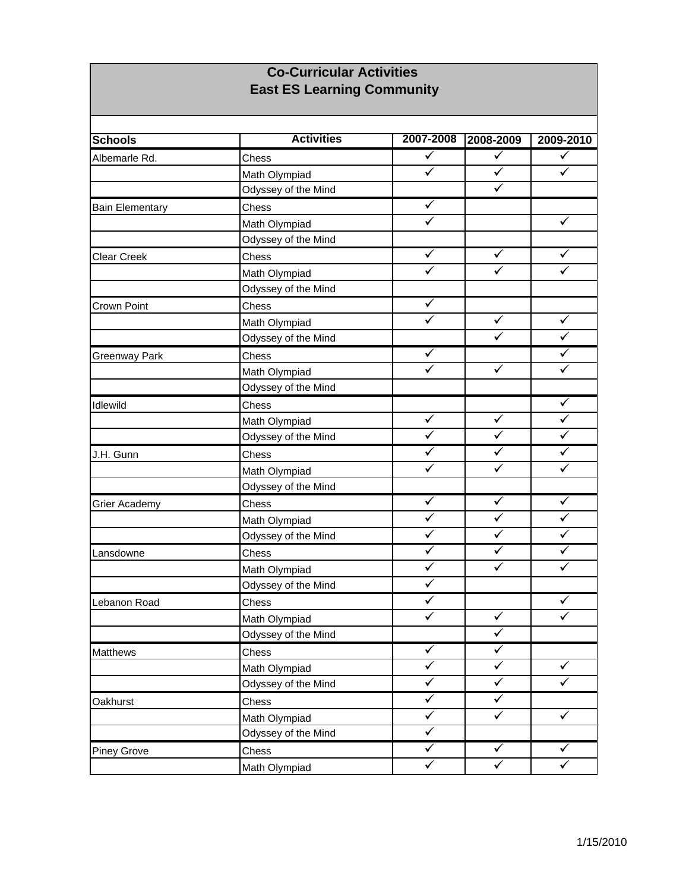# Co-Curricular Activities
## East ES Learning Community

| Schools | Activities | 2007-2008 | 2008-2009 | 2009-2010 |
|---|---|---|---|---|
| Albemarle Rd. | Chess | ✓ | ✓ | ✓ |
| | Math Olympiad | ✓ | ✓ | ✓ |
| | Odyssey of the Mind | | ✓ | |
| Bain Elementary | Chess | ✓ | | |
| | Math Olympiad | ✓ | | ✓ |
| | Odyssey of the Mind | | | |
| Clear Creek | Chess | ✓ | ✓ | ✓ |
| | Math Olympiad | ✓ | ✓ | ✓ |
| | Odyssey of the Mind | | | |
| Crown Point | Chess | ✓ | | |
| | Math Olympiad | ✓ | ✓ | ✓ |
| | Odyssey of the Mind | | ✓ | ✓ |
| Greenway Park | Chess | ✓ | | ✓ |
| | Math Olympiad | ✓ | ✓ | ✓ |
| | Odyssey of the Mind | | | |
| Idlewild | Chess | | | ✓ |
| | Math Olympiad | ✓ | ✓ | ✓ |
| | Odyssey of the Mind | ✓ | ✓ | ✓ |
| J.H. Gunn | Chess | ✓ | ✓ | ✓ |
| | Math Olympiad | ✓ | ✓ | ✓ |
| | Odyssey of the Mind | | | |
| Grier Academy | Chess | ✓ | ✓ | ✓ |
| | Math Olympiad | ✓ | ✓ | ✓ |
| | Odyssey of the Mind | ✓ | ✓ | ✓ |
| Lansdowne | Chess | ✓ | ✓ | ✓ |
| | Math Olympiad | ✓ | ✓ | ✓ |
| | Odyssey of the Mind | ✓ | | |
| Lebanon Road | Chess | ✓ | | ✓ |
| | Math Olympiad | ✓ | ✓ | ✓ |
| | Odyssey of the Mind | | ✓ | |
| Matthews | Chess | ✓ | ✓ | |
| | Math Olympiad | ✓ | ✓ | ✓ |
| | Odyssey of the Mind | ✓ | ✓ | ✓ |
| Oakhurst | Chess | ✓ | ✓ | |
| | Math Olympiad | ✓ | ✓ | ✓ |
| | Odyssey of the Mind | ✓ | | |
| Piney Grove | Chess | ✓ | ✓ | ✓ |
| | Math Olympiad | ✓ | ✓ | ✓ |

1/15/2010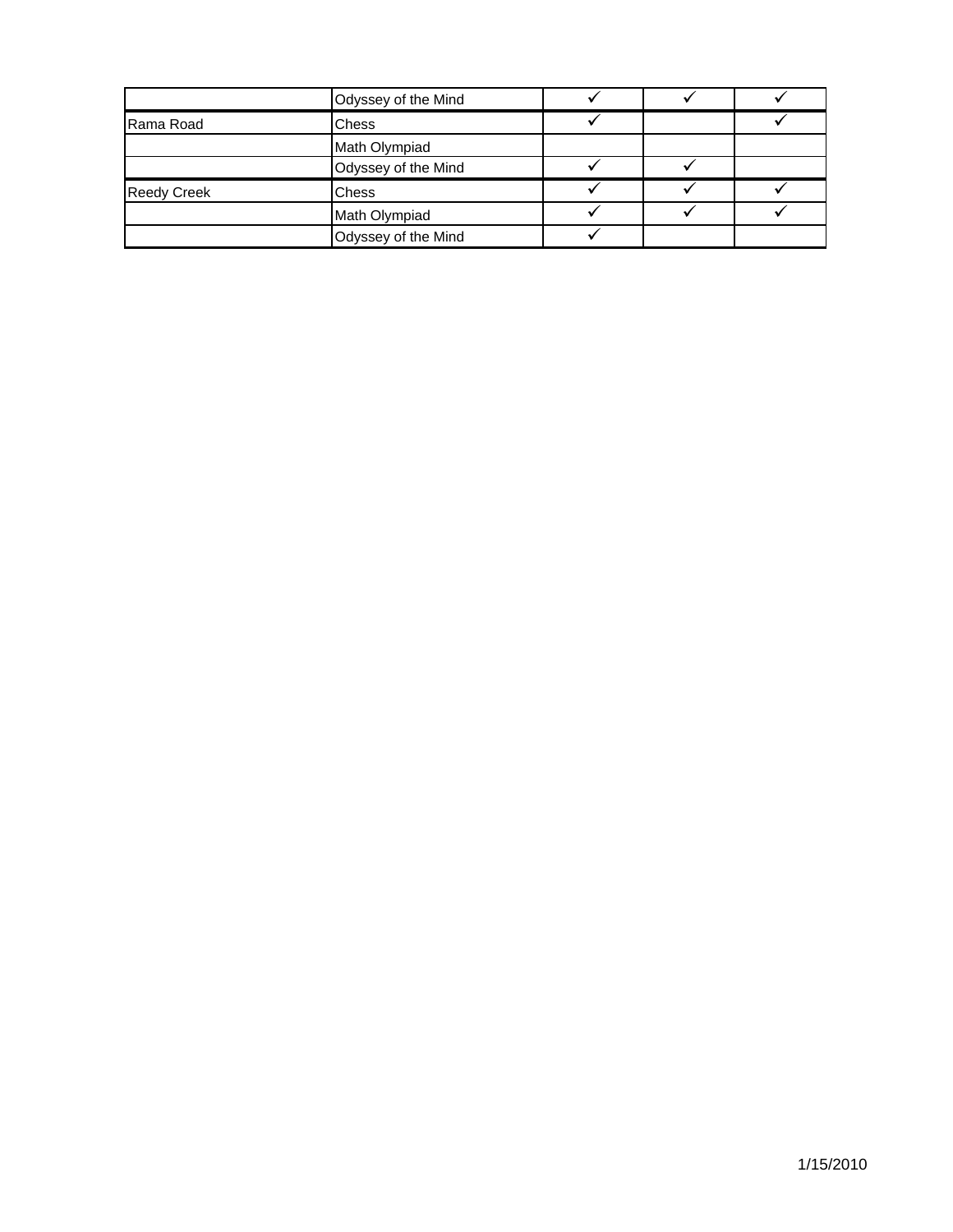| | | | | |
|---|---|---|---|---|
| | Odyssey of the Mind | ✓ | ✓ | ✓ |
| Rama Road | Chess | ✓ | | ✓ |
| | Math Olympiad | | | |
| | Odyssey of the Mind | ✓ | ✓ | |
| Reedy Creek | Chess | ✓ | ✓ | ✓ |
| | Math Olympiad | ✓ | ✓ | ✓ |
| | Odyssey of the Mind | ✓ | | |

1/15/2010